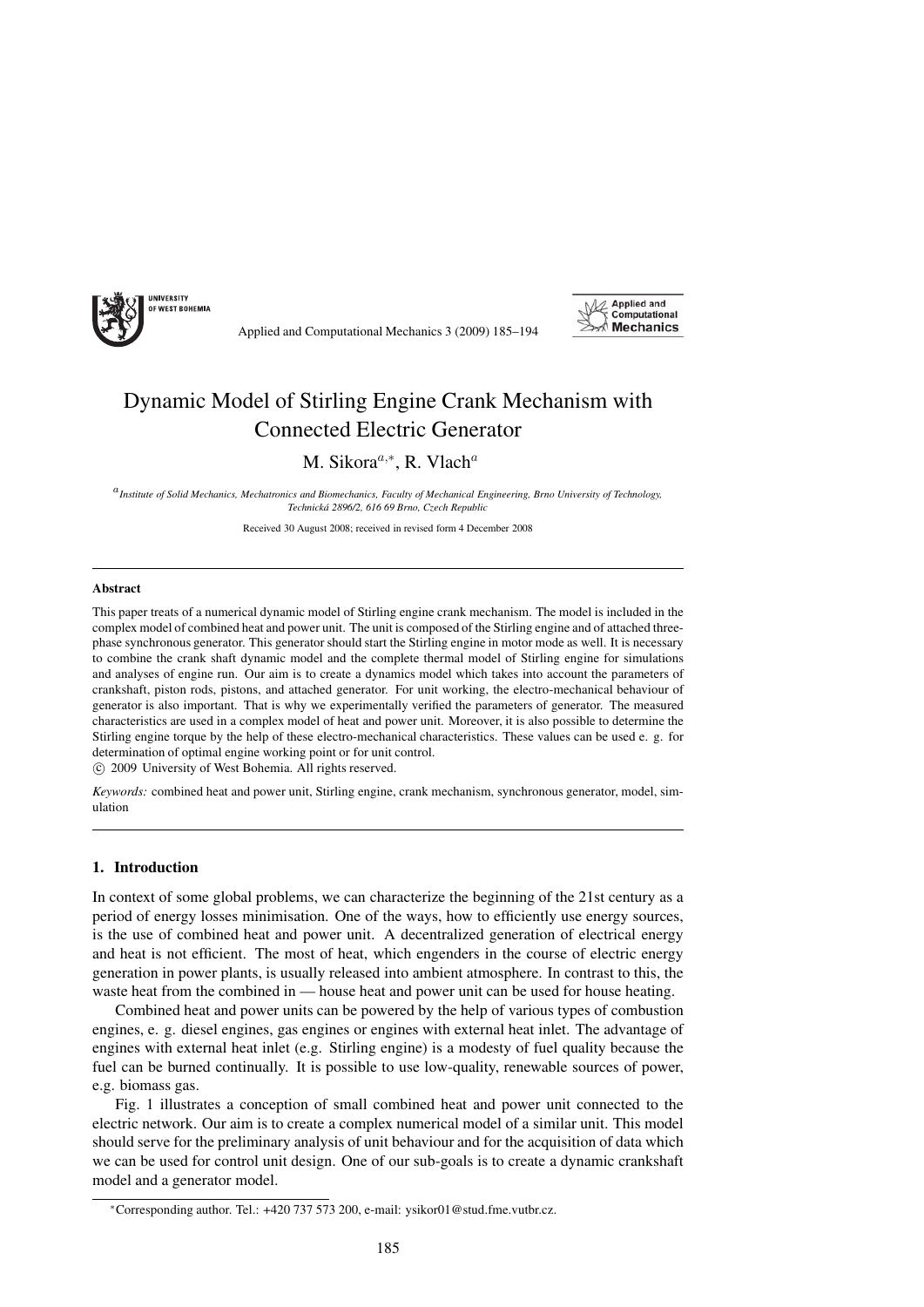# Dynamic Model of Stirling Engine Crank Mechanism with Connected Electric Generator

M. Sikora[a,*], R. Vlach[a]

[a] *Institute of Solid Mechanics, Mechatronics and Biomechanics, Faculty of Mechanical Engineering, Brno University of Technology, Technická 2896/2, 616 69 Brno, Czech Republic*

Received 30 August 2008; received in revised form 4 December 2008

---

**Abstract**

This paper treats of a numerical dynamic model of Stirling engine crank mechanism. The model is included in the complex model of combined heat and power unit. The unit is composed of the Stirling engine and of attached three-phase synchronous generator. This generator should start the Stirling engine in motor mode as well. It is necessary to combine the crank shaft dynamic model and the complete thermal model of Stirling engine for simulations and analyses of engine run. Our aim is to create a dynamics model which takes into account the parameters of crankshaft, piston rods, pistons, and attached generator. For unit working, the electro-mechanical behaviour of generator is also important. That is why we experimentally verified the parameters of generator. The measured characteristics are used in a complex model of heat and power unit. Moreover, it is also possible to determine the Stirling engine torque by the help of these electro-mechanical characteristics. These values can be used e. g. for determination of optimal engine working point or for unit control.

© 2009 University of West Bohemia. All rights reserved.

*Keywords:* combined heat and power unit, Stirling engine, crank mechanism, synchronous generator, model, simulation

---

## 1. Introduction

In context of some global problems, we can characterize the beginning of the 21st century as a period of energy losses minimisation. One of the ways, how to efficiently use energy sources, is the use of combined heat and power unit. A decentralized generation of electrical energy and heat is not efficient. The most of heat, which engenders in the course of electric energy generation in power plants, is usually released into ambient atmosphere. In contrast to this, the waste heat from the combined in — house heat and power unit can be used for house heating.

Combined heat and power units can be powered by the help of various types of combustion engines, e. g. diesel engines, gas engines or engines with external heat inlet. The advantage of engines with external heat inlet (e.g. Stirling engine) is a modesty of fuel quality because the fuel can be burned continually. It is possible to use low-quality, renewable sources of power, e.g. biomass gas.

Fig. 1 illustrates a conception of small combined heat and power unit connected to the electric network. Our aim is to create a complex numerical model of a similar unit. This model should serve for the preliminary analysis of unit behaviour and for the acquisition of data which we can be used for control unit design. One of our sub-goals is to create a dynamic crankshaft model and a generator model.

---

[*] Corresponding author. Tel.: +420 737 573 200, e-mail: ysikor01@stud.fme.vutbr.cz.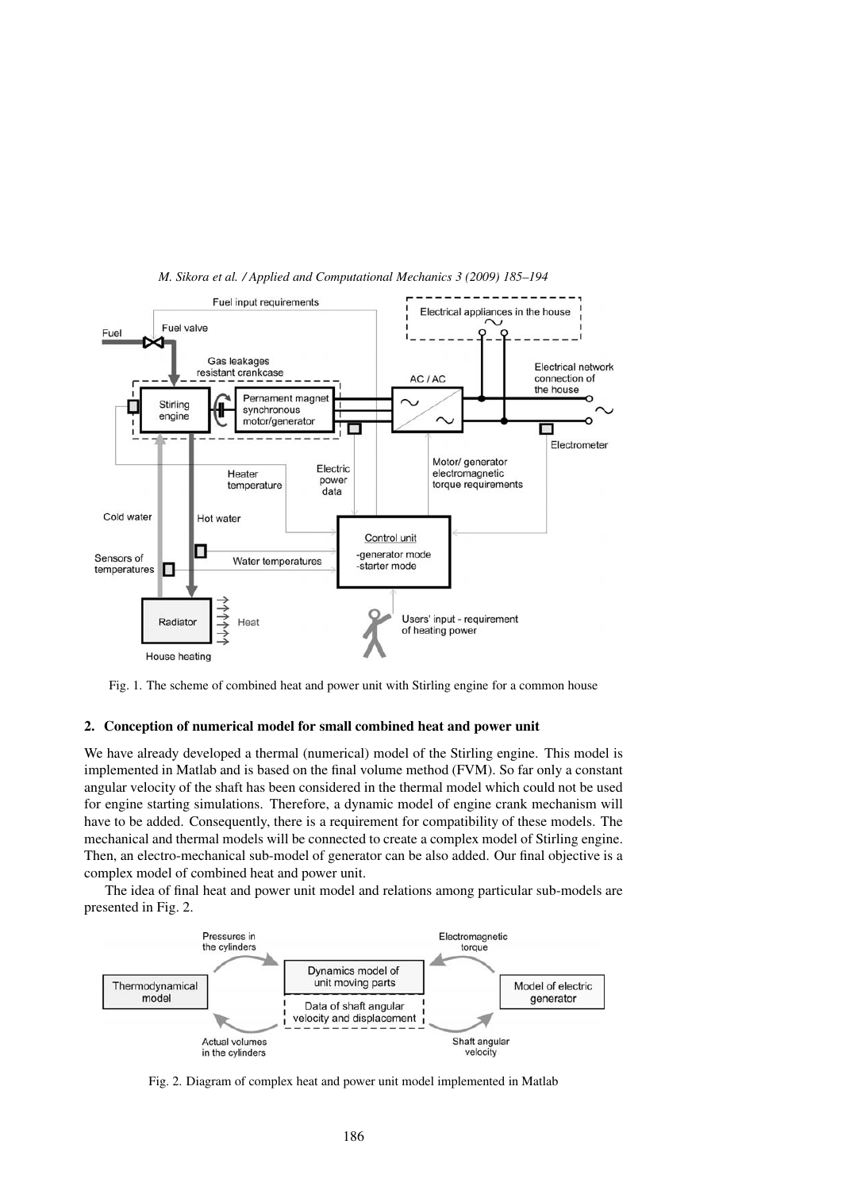Fuel input requirements

Fuel valve

Fuel

Electrical appliances in the house

Gas leakages resistant crankcase

Stirling engine

Pernament magnet synchronous motor/generator

AC / AC

Electrical network connection of the house

Electrometer

Heater temperature

Electric power data

Motor/ generator electromagnetic torque requirements

Cold water

Hot water

Control unit
-generator mode
-starter mode

Sensors of temperatures

Water temperatures

Radiator

Heat

House heating

Users' input - requirement of heating power

Fig. 1. The scheme of combined heat and power unit with Stirling engine for a common house

## 2. Conception of numerical model for small combined heat and power unit

We have already developed a thermal (numerical) model of the Stirling engine. This model is implemented in Matlab and is based on the final volume method (FVM). So far only a constant angular velocity of the shaft has been considered in the thermal model which could not be used for engine starting simulations. Therefore, a dynamic model of engine crank mechanism will have to be added. Consequently, there is a requirement for compatibility of these models. The mechanical and thermal models will be connected to create a complex model of Stirling engine. Then, an electro-mechanical sub-model of generator can be also added. Our final objective is a complex model of combined heat and power unit.

The idea of final heat and power unit model and relations among particular sub-models are presented in Fig. 2.

Pressures in the cylinders

Electromagnetic torque

Thermodynamical model

Dynamics model of unit moving parts

Data of shaft angular velocity and displacement

Model of electric generator

Actual volumes in the cylinders

Shaft angular velocity

Fig. 2. Diagram of complex heat and power unit model implemented in Matlab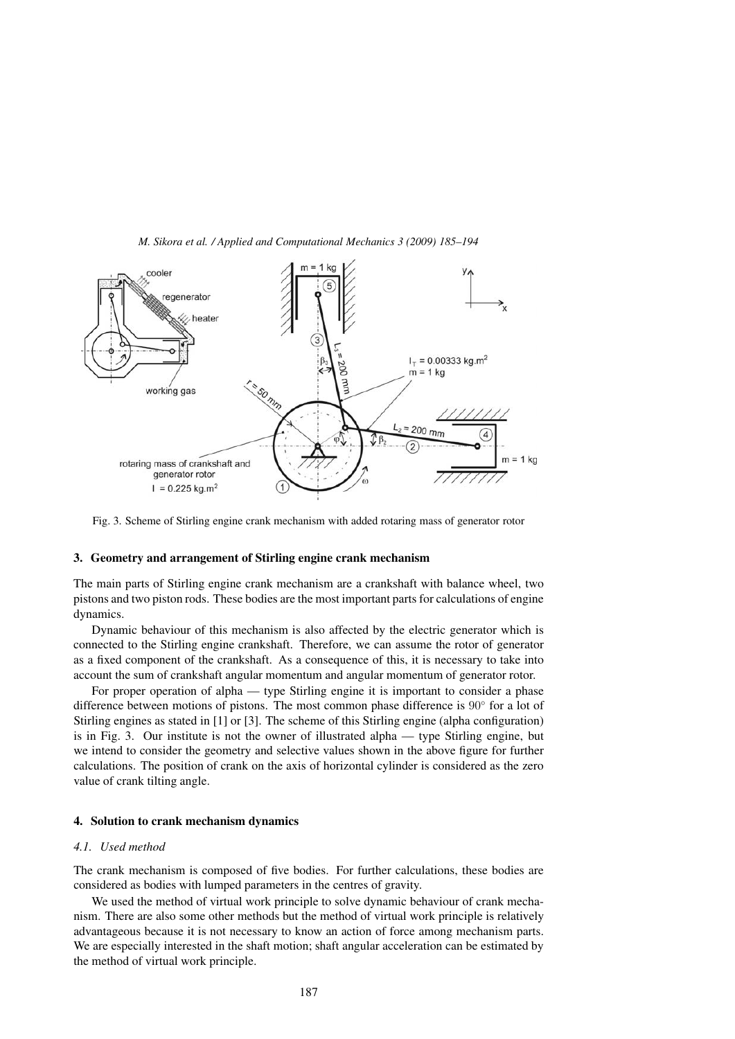cooler

regenerator

heater

working gas

m = 1 kg

5

3

$\beta_3$

$L_3 = 200$ mm

$I_T = 0.00333$ kg.m$^2$

m = 1 kg

r = 50 mm

$\varphi$

$L_2 = 200$ mm

$\beta_2$

2

4

m = 1 kg

rotaring mass of crankshaft and generator rotor

I = 0.225 kg.m$^2$

1

$\omega$

y

x

Fig. 3. Scheme of Stirling engine crank mechanism with added rotaring mass of generator rotor

## 3. Geometry and arrangement of Stirling engine crank mechanism

The main parts of Stirling engine crank mechanism are a crankshaft with balance wheel, two pistons and two piston rods. These bodies are the most important parts for calculations of engine dynamics.

Dynamic behaviour of this mechanism is also affected by the electric generator which is connected to the Stirling engine crankshaft. Therefore, we can assume the rotor of generator as a fixed component of the crankshaft. As a consequence of this, it is necessary to take into account the sum of crankshaft angular momentum and angular momentum of generator rotor.

For proper operation of alpha — type Stirling engine it is important to consider a phase difference between motions of pistons. The most common phase difference is $90°$ for a lot of Stirling engines as stated in [1] or [3]. The scheme of this Stirling engine (alpha configuration) is in Fig. 3. Our institute is not the owner of illustrated alpha — type Stirling engine, but we intend to consider the geometry and selective values shown in the above figure for further calculations. The position of crank on the axis of horizontal cylinder is considered as the zero value of crank tilting angle.

## 4. Solution to crank mechanism dynamics

### *4.1. Used method*

The crank mechanism is composed of five bodies. For further calculations, these bodies are considered as bodies with lumped parameters in the centres of gravity.

We used the method of virtual work principle to solve dynamic behaviour of crank mechanism. There are also some other methods but the method of virtual work principle is relatively advantageous because it is not necessary to know an action of force among mechanism parts. We are especially interested in the shaft motion; shaft angular acceleration can be estimated by the method of virtual work principle.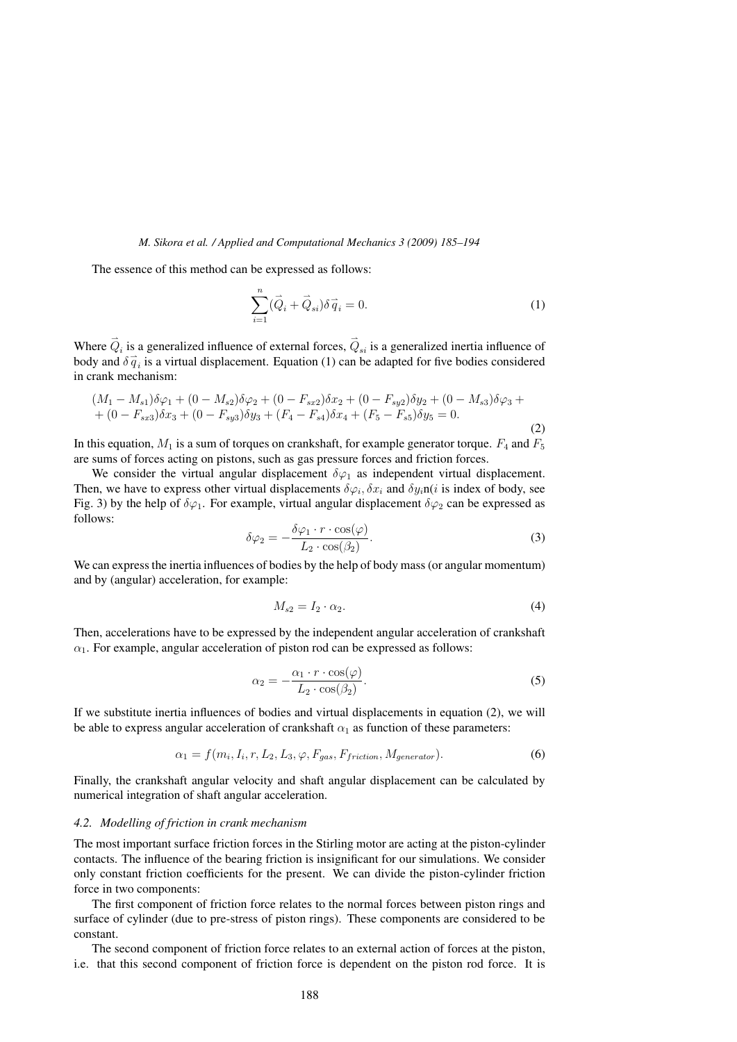The essence of this method can be expressed as follows:

$$\sum_{i=1}^{n} (\vec{Q}_i + \vec{Q}_{si})\delta\vec{q}_i = 0. \tag{1}$$

Where $\vec{Q}_i$ is a generalized influence of external forces, $\vec{Q}_{si}$ is a generalized inertia influence of body and $\delta\vec{q}_i$ is a virtual displacement. Equation (1) can be adapted for five bodies considered in crank mechanism:

$$\begin{aligned}(M_1 - M_{s1})\delta\varphi_1 + (0 - M_{s2})\delta\varphi_2 + (0 - F_{sx2})\delta x_2 + (0 - F_{sy2})\delta y_2 + (0 - M_{s3})\delta\varphi_3 + \\ + (0 - F_{sx3})\delta x_3 + (0 - F_{sy3})\delta y_3 + (F_4 - F_{s4})\delta x_4 + (F_5 - F_{s5})\delta y_5 = 0.\end{aligned} \tag{2}$$

In this equation, $M_1$ is a sum of torques on crankshaft, for example generator torque. $F_4$ and $F_5$ are sums of forces acting on pistons, such as gas pressure forces and friction forces.

We consider the virtual angular displacement $\delta\varphi_1$ as independent virtual displacement. Then, we have to express other virtual displacements $\delta\varphi_i, \delta x_i$ and $\delta y_i$n($i$ is index of body, see Fig. 3) by the help of $\delta\varphi_1$. For example, virtual angular displacement $\delta\varphi_2$ can be expressed as follows:

$$\delta\varphi_2 = -\frac{\delta\varphi_1 \cdot r \cdot \cos(\varphi)}{L_2 \cdot \cos(\beta_2)}. \tag{3}$$

We can express the inertia influences of bodies by the help of body mass (or angular momentum) and by (angular) acceleration, for example:

$$M_{s2} = I_2 \cdot \alpha_2. \tag{4}$$

Then, accelerations have to be expressed by the independent angular acceleration of crankshaft $\alpha_1$. For example, angular acceleration of piston rod can be expressed as follows:

$$\alpha_2 = -\frac{\alpha_1 \cdot r \cdot \cos(\varphi)}{L_2 \cdot \cos(\beta_2)}. \tag{5}$$

If we substitute inertia influences of bodies and virtual displacements in equation (2), we will be able to express angular acceleration of crankshaft $\alpha_1$ as function of these parameters:

$$\alpha_1 = f(m_i, I_i, r, L_2, L_3, \varphi, F_{gas}, F_{friction}, M_{generator}). \tag{6}$$

Finally, the crankshaft angular velocity and shaft angular displacement can be calculated by numerical integration of shaft angular acceleration.

### *4.2. Modelling of friction in crank mechanism*

The most important surface friction forces in the Stirling motor are acting at the piston-cylinder contacts. The influence of the bearing friction is insignificant for our simulations. We consider only constant friction coefficients for the present. We can divide the piston-cylinder friction force in two components:

The first component of friction force relates to the normal forces between piston rings and surface of cylinder (due to pre-stress of piston rings). These components are considered to be constant.

The second component of friction force relates to an external action of forces at the piston, i.e. that this second component of friction force is dependent on the piston rod force. It is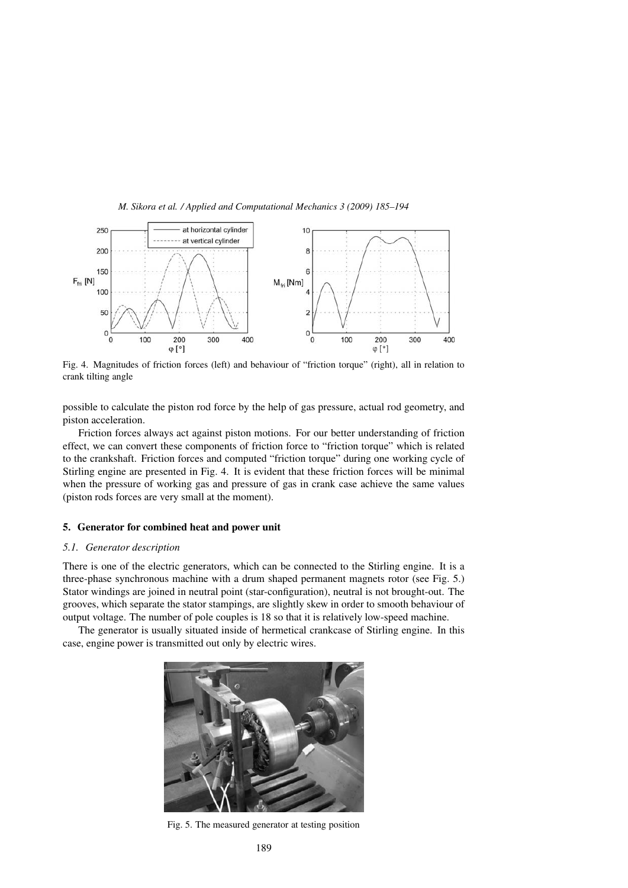at horizontal cylinder

at vertical cylinder

$F_{fri}$ [N]

250
200
150
100
50
0

0 100 200 300 400

φ [°]

$M_{fri}$ [Nm]

10
8
6
4
2
0

0 100 200 300 400

φ [°]

Fig. 4. Magnitudes of friction forces (left) and behaviour of "friction torque" (right), all in relation to crank tilting angle

possible to calculate the piston rod force by the help of gas pressure, actual rod geometry, and piston acceleration.

Friction forces always act against piston motions. For our better understanding of friction effect, we can convert these components of friction force to "friction torque" which is related to the crankshaft. Friction forces and computed "friction torque" during one working cycle of Stirling engine are presented in Fig. 4. It is evident that these friction forces will be minimal when the pressure of working gas and pressure of gas in crank case achieve the same values (piston rods forces are very small at the moment).

## 5. Generator for combined heat and power unit

### *5.1. Generator description*

There is one of the electric generators, which can be connected to the Stirling engine. It is a three-phase synchronous machine with a drum shaped permanent magnets rotor (see Fig. 5.) Stator windings are joined in neutral point (star-configuration), neutral is not brought-out. The grooves, which separate the stator stampings, are slightly skew in order to smooth behaviour of output voltage. The number of pole couples is 18 so that it is relatively low-speed machine.

The generator is usually situated inside of hermetical crankcase of Stirling engine. In this case, engine power is transmitted out only by electric wires.

Fig. 5. The measured generator at testing position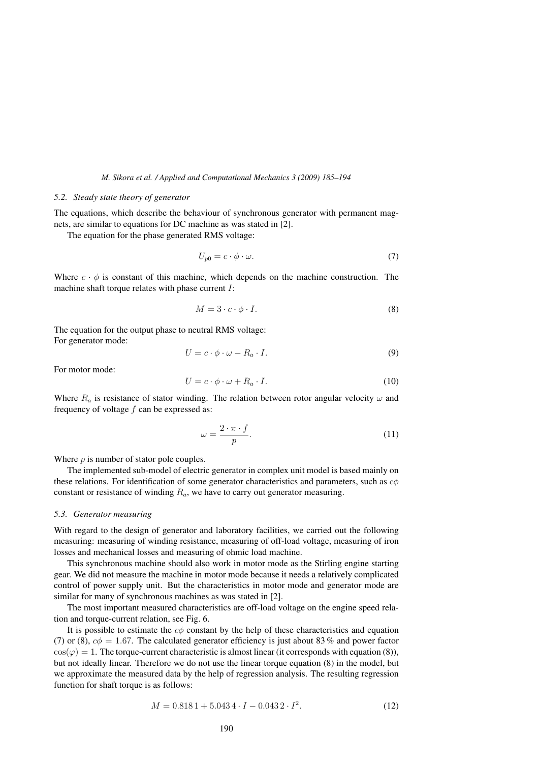### 5.2. Steady state theory of generator

The equations, which describe the behaviour of synchronous generator with permanent magnets, are similar to equations for DC machine as was stated in [2].

The equation for the phase generated RMS voltage:

$$U_{p0} = c \cdot \phi \cdot \omega. \tag{7}$$

Where $c \cdot \phi$ is constant of this machine, which depends on the machine construction. The machine shaft torque relates with phase current $I$:

$$M = 3 \cdot c \cdot \phi \cdot I. \tag{8}$$

The equation for the output phase to neutral RMS voltage:
For generator mode:

$$U = c \cdot \phi \cdot \omega - R_a \cdot I. \tag{9}$$

For motor mode:

$$U = c \cdot \phi \cdot \omega + R_a \cdot I. \tag{10}$$

Where $R_a$ is resistance of stator winding. The relation between rotor angular velocity $\omega$ and frequency of voltage $f$ can be expressed as:

$$\omega = \frac{2 \cdot \pi \cdot f}{p}. \tag{11}$$

Where $p$ is number of stator pole couples.

The implemented sub-model of electric generator in complex unit model is based mainly on these relations. For identification of some generator characteristics and parameters, such as $c\phi$ constant or resistance of winding $R_a$, we have to carry out generator measuring.

### 5.3. Generator measuring

With regard to the design of generator and laboratory facilities, we carried out the following measuring: measuring of winding resistance, measuring of off-load voltage, measuring of iron losses and mechanical losses and measuring of ohmic load machine.

This synchronous machine should also work in motor mode as the Stirling engine starting gear. We did not measure the machine in motor mode because it needs a relatively complicated control of power supply unit. But the characteristics in motor mode and generator mode are similar for many of synchronous machines as was stated in [2].

The most important measured characteristics are off-load voltage on the engine speed relation and torque-current relation, see Fig. 6.

It is possible to estimate the $c\phi$ constant by the help of these characteristics and equation (7) or (8), $c\phi = 1.67$. The calculated generator efficiency is just about 83 % and power factor $\cos(\varphi) = 1$. The torque-current characteristic is almost linear (it corresponds with equation (8)), but not ideally linear. Therefore we do not use the linear torque equation (8) in the model, but we approximate the measured data by the help of regression analysis. The resulting regression function for shaft torque is as follows:

$$M = 0.8181 + 5.0434 \cdot I - 0.0432 \cdot I^2. \tag{12}$$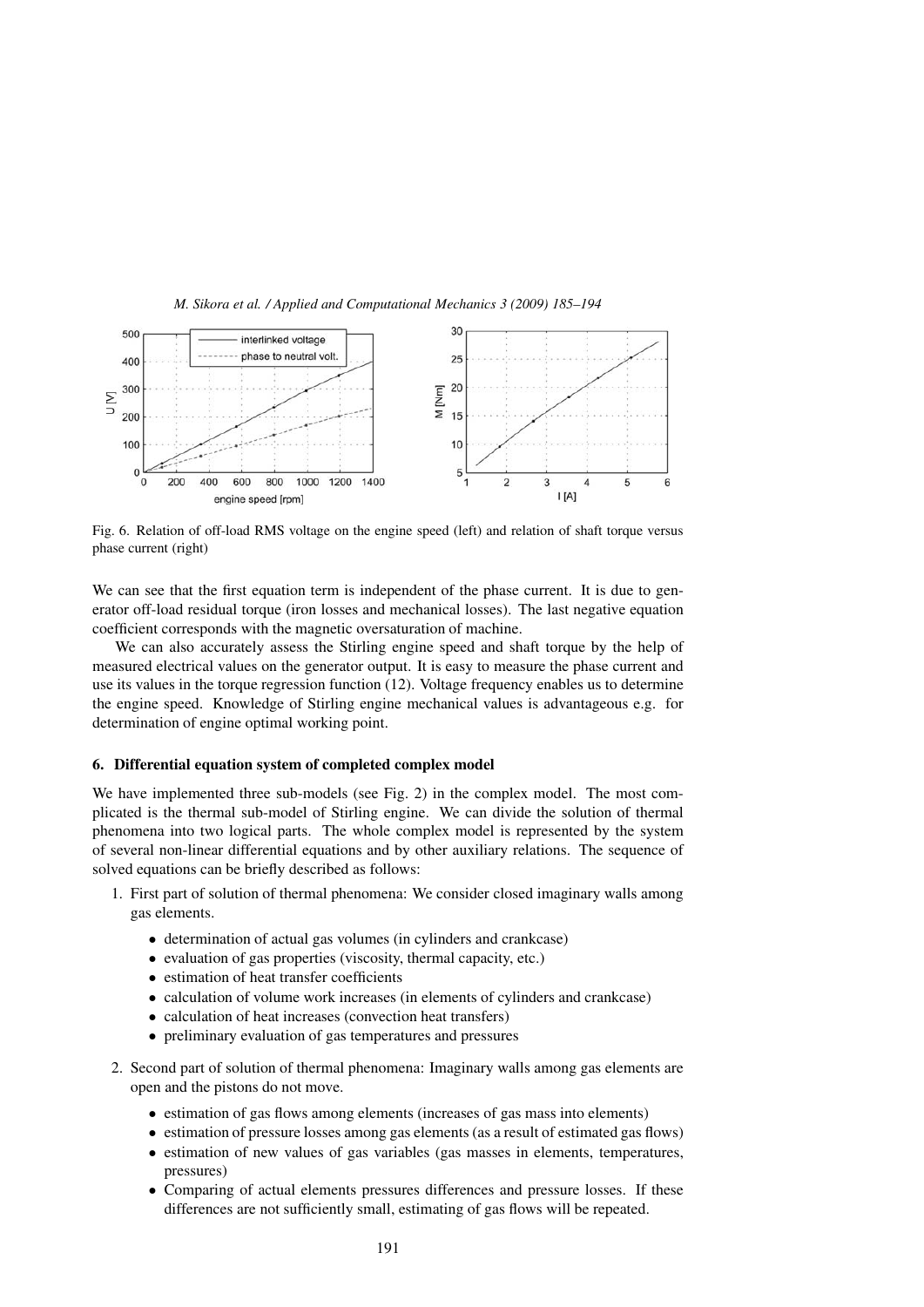500
400
300
200
100
0
U [V]
interlinked voltage
phase to neutral volt.
0 200 400 600 800 1000 1200 1400
engine speed [rpm]

30
25
20
15
10
5
M [Nm]
1 2 3 4 5 6
I [A]

Fig. 6. Relation of off-load RMS voltage on the engine speed (left) and relation of shaft torque versus phase current (right)

We can see that the first equation term is independent of the phase current. It is due to generator off-load residual torque (iron losses and mechanical losses). The last negative equation coefficient corresponds with the magnetic oversaturation of machine.

We can also accurately assess the Stirling engine speed and shaft torque by the help of measured electrical values on the generator output. It is easy to measure the phase current and use its values in the torque regression function (12). Voltage frequency enables us to determine the engine speed. Knowledge of Stirling engine mechanical values is advantageous e.g. for determination of engine optimal working point.

## 6. Differential equation system of completed complex model

We have implemented three sub-models (see Fig. 2) in the complex model. The most complicated is the thermal sub-model of Stirling engine. We can divide the solution of thermal phenomena into two logical parts. The whole complex model is represented by the system of several non-linear differential equations and by other auxiliary relations. The sequence of solved equations can be briefly described as follows:

1. First part of solution of thermal phenomena: We consider closed imaginary walls among gas elements.
   - determination of actual gas volumes (in cylinders and crankcase)
   - evaluation of gas properties (viscosity, thermal capacity, etc.)
   - estimation of heat transfer coefficients
   - calculation of volume work increases (in elements of cylinders and crankcase)
   - calculation of heat increases (convection heat transfers)
   - preliminary evaluation of gas temperatures and pressures
2. Second part of solution of thermal phenomena: Imaginary walls among gas elements are open and the pistons do not move.
   - estimation of gas flows among elements (increases of gas mass into elements)
   - estimation of pressure losses among gas elements (as a result of estimated gas flows)
   - estimation of new values of gas variables (gas masses in elements, temperatures, pressures)
   - Comparing of actual elements pressures differences and pressure losses. If these differences are not sufficiently small, estimating of gas flows will be repeated.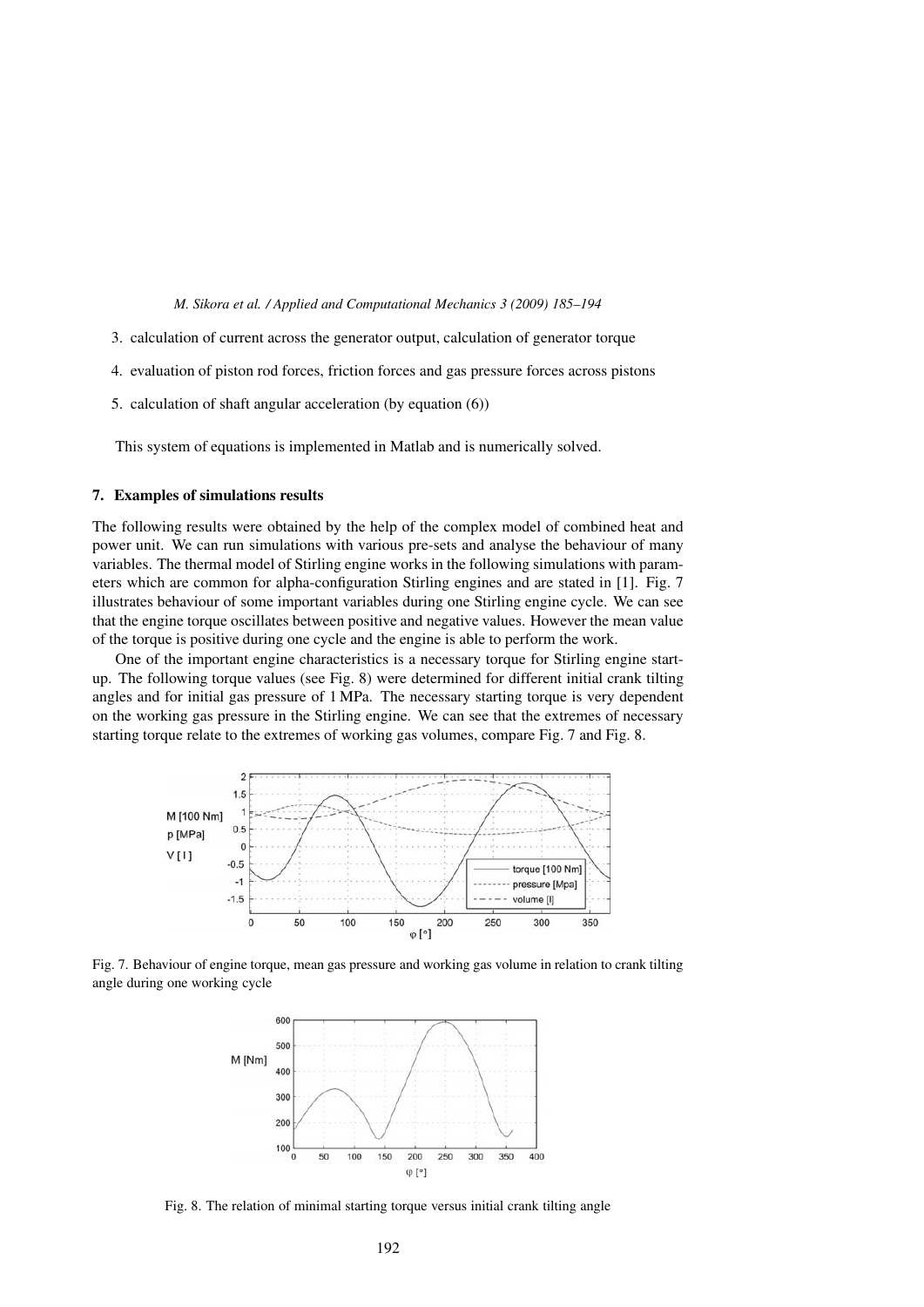3. calculation of current across the generator output, calculation of generator torque
4. evaluation of piston rod forces, friction forces and gas pressure forces across pistons
5. calculation of shaft angular acceleration (by equation (6))

This system of equations is implemented in Matlab and is numerically solved.

## 7. Examples of simulations results

The following results were obtained by the help of the complex model of combined heat and power unit. We can run simulations with various pre-sets and analyse the behaviour of many variables. The thermal model of Stirling engine works in the following simulations with parameters which are common for alpha-configuration Stirling engines and are stated in [1]. Fig. 7 illustrates behaviour of some important variables during one Stirling engine cycle. We can see that the engine torque oscillates between positive and negative values. However the mean value of the torque is positive during one cycle and the engine is able to perform the work.

One of the important engine characteristics is a necessary torque for Stirling engine start-up. The following torque values (see Fig. 8) were determined for different initial crank tilting angles and for initial gas pressure of 1 MPa. The necessary starting torque is very dependent on the working gas pressure in the Stirling engine. We can see that the extremes of necessary starting torque relate to the extremes of working gas volumes, compare Fig. 7 and Fig. 8.

M [100 Nm]
p [MPa]
V [l]
2
1.5
1
0.5
0
-0.5
-1
-1.5
0 50 100 150 200 250 300 350
φ [°]
torque [100 Nm]
pressure [Mpa]
volume [l]

Fig. 7. Behaviour of engine torque, mean gas pressure and working gas volume in relation to crank tilting angle during one working cycle

M [Nm]
600
500
400
300
200
100
0 50 100 150 200 250 300 350 400
φ [°]

Fig. 8. The relation of minimal starting torque versus initial crank tilting angle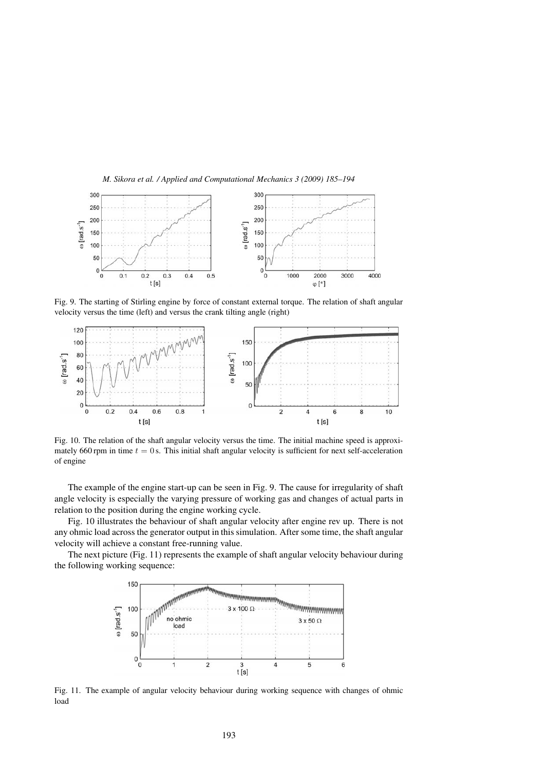300
250
200
150
100
50
0
ω [rad.s$^{-1}$]
0 0.1 0.2 0.3 0.4 0.5
t [s]

300
250
200
150
100
50
0
ω [rad.s$^{-1}$]
0 1000 2000 3000 4000
φ [°]

Fig. 9. The starting of Stirling engine by force of constant external torque. The relation of shaft angular velocity versus the time (left) and versus the crank tilting angle (right)

120
100
80
60
40
20
0
ω [rad.s$^{-1}$]
0 0.2 0.4 0.6 0.8 1
t [s]

150
100
50
0
ω [rad.s$^{-1}$]
2 4 6 8 10
t [s]

Fig. 10. The relation of the shaft angular velocity versus the time. The initial machine speed is approximately 660 rpm in time $t = 0$ s. This initial shaft angular velocity is sufficient for next self-acceleration of engine

The example of the engine start-up can be seen in Fig. 9. The cause for irregularity of shaft angle velocity is especially the varying pressure of working gas and changes of actual parts in relation to the position during the engine working cycle.

Fig. 10 illustrates the behaviour of shaft angular velocity after engine rev up. There is not any ohmic load across the generator output in this simulation. After some time, the shaft angular velocity will achieve a constant free-running value.

The next picture (Fig. 11) represents the example of shaft angular velocity behaviour during the following working sequence:

150
100
50
0
ω [rad.s$^{-1}$]
no ohmic load
3 x 100 Ω
3 x 50 Ω
0 1 2 3 4 5 6
t [s]

Fig. 11. The example of angular velocity behaviour during working sequence with changes of ohmic load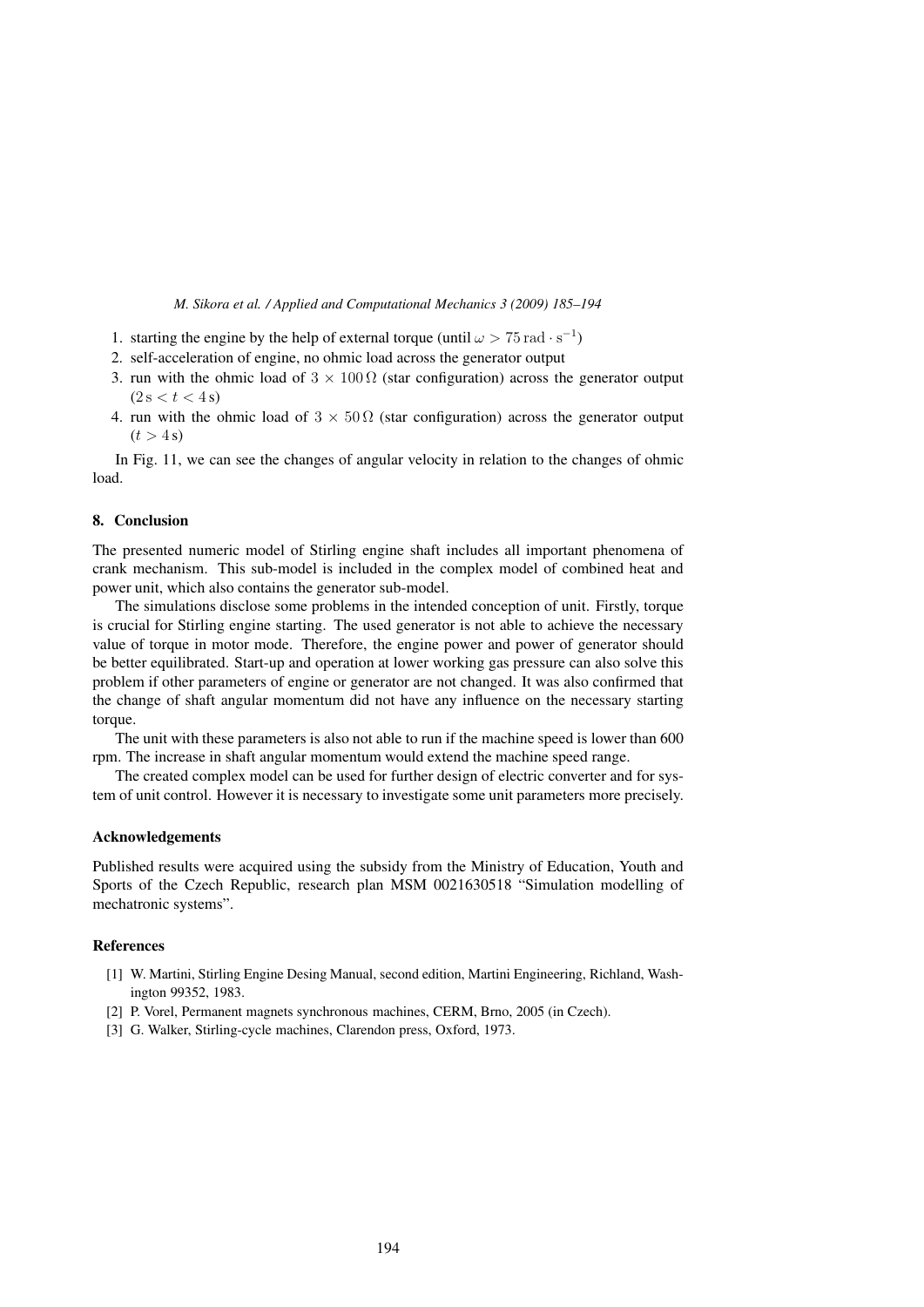1. starting the engine by the help of external torque (until $\omega > 75\,\mathrm{rad\cdot s^{-1}}$)
2. self-acceleration of engine, no ohmic load across the generator output
3. run with the ohmic load of $3 \times 100\,\Omega$ (star configuration) across the generator output ($2\,\mathrm{s} < t < 4\,\mathrm{s}$)
4. run with the ohmic load of $3 \times 50\,\Omega$ (star configuration) across the generator output ($t > 4\,\mathrm{s}$)

In Fig. 11, we can see the changes of angular velocity in relation to the changes of ohmic load.

## 8. Conclusion

The presented numeric model of Stirling engine shaft includes all important phenomena of crank mechanism. This sub-model is included in the complex model of combined heat and power unit, which also contains the generator sub-model.

The simulations disclose some problems in the intended conception of unit. Firstly, torque is crucial for Stirling engine starting. The used generator is not able to achieve the necessary value of torque in motor mode. Therefore, the engine power and power of generator should be better equilibrated. Start-up and operation at lower working gas pressure can also solve this problem if other parameters of engine or generator are not changed. It was also confirmed that the change of shaft angular momentum did not have any influence on the necessary starting torque.

The unit with these parameters is also not able to run if the machine speed is lower than 600 rpm. The increase in shaft angular momentum would extend the machine speed range.

The created complex model can be used for further design of electric converter and for system of unit control. However it is necessary to investigate some unit parameters more precisely.

### Acknowledgements

Published results were acquired using the subsidy from the Ministry of Education, Youth and Sports of the Czech Republic, research plan MSM 0021630518 "Simulation modelling of mechatronic systems".

### References

[1] W. Martini, Stirling Engine Desing Manual, second edition, Martini Engineering, Richland, Washington 99352, 1983.

[2] P. Vorel, Permanent magnets synchronous machines, CERM, Brno, 2005 (in Czech).

[3] G. Walker, Stirling-cycle machines, Clarendon press, Oxford, 1973.